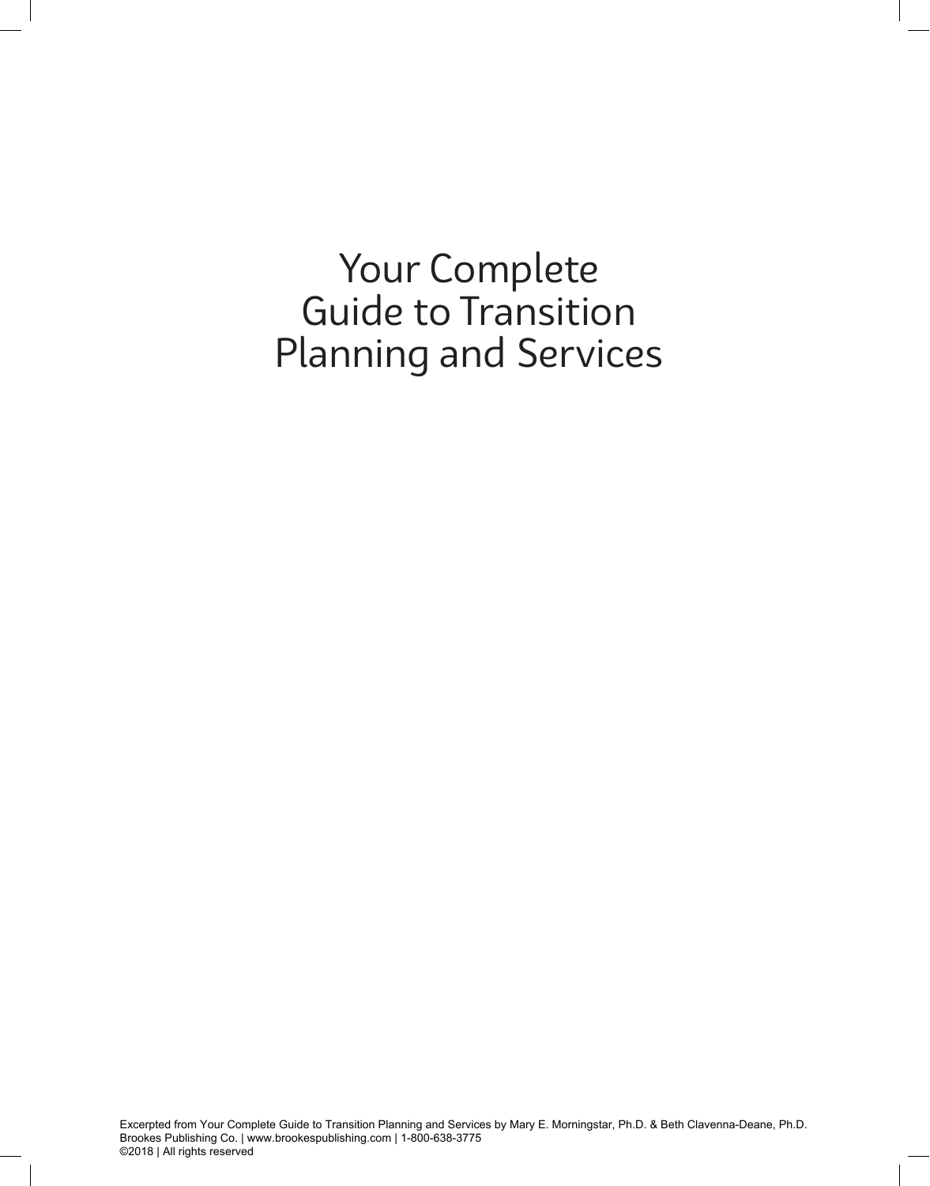# Your Complete Guide to Transition Planning and Services

Excerpted from Your Complete Guide to Transition Planning and Services by Mary E. Morningstar, Ph.D. & Beth Clavenna-Deane, Ph.D.
Brookes Publishing Co. | www.brookespublishing.com | 1-800-638-3775
©2018 | All rights reserved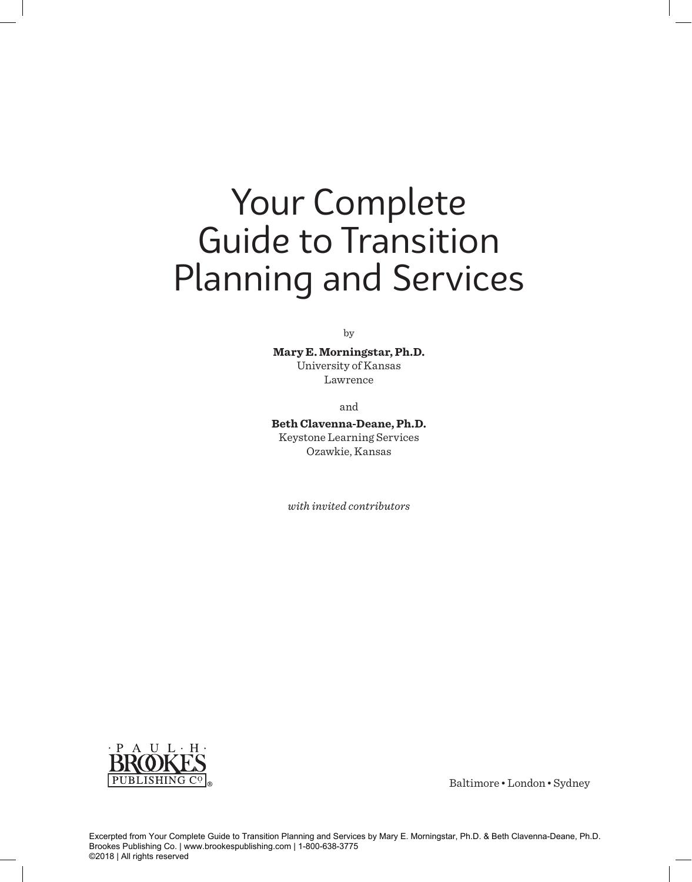# Your Complete Guide to Transition Planning and Services

by

**Mary E. Morningstar, Ph.D.**
University of Kansas
Lawrence

and

**Beth Clavenna-Deane, Ph.D.**
Keystone Learning Services
Ozawkie, Kansas

*with invited contributors*

PAUL H. BROOKES PUBLISHING CO®

Baltimore • London • Sydney

Excerpted from Your Complete Guide to Transition Planning and Services by Mary E. Morningstar, Ph.D. & Beth Clavenna-Deane, Ph.D.
Brookes Publishing Co. | www.brookespublishing.com | 1-800-638-3775
©2018 | All rights reserved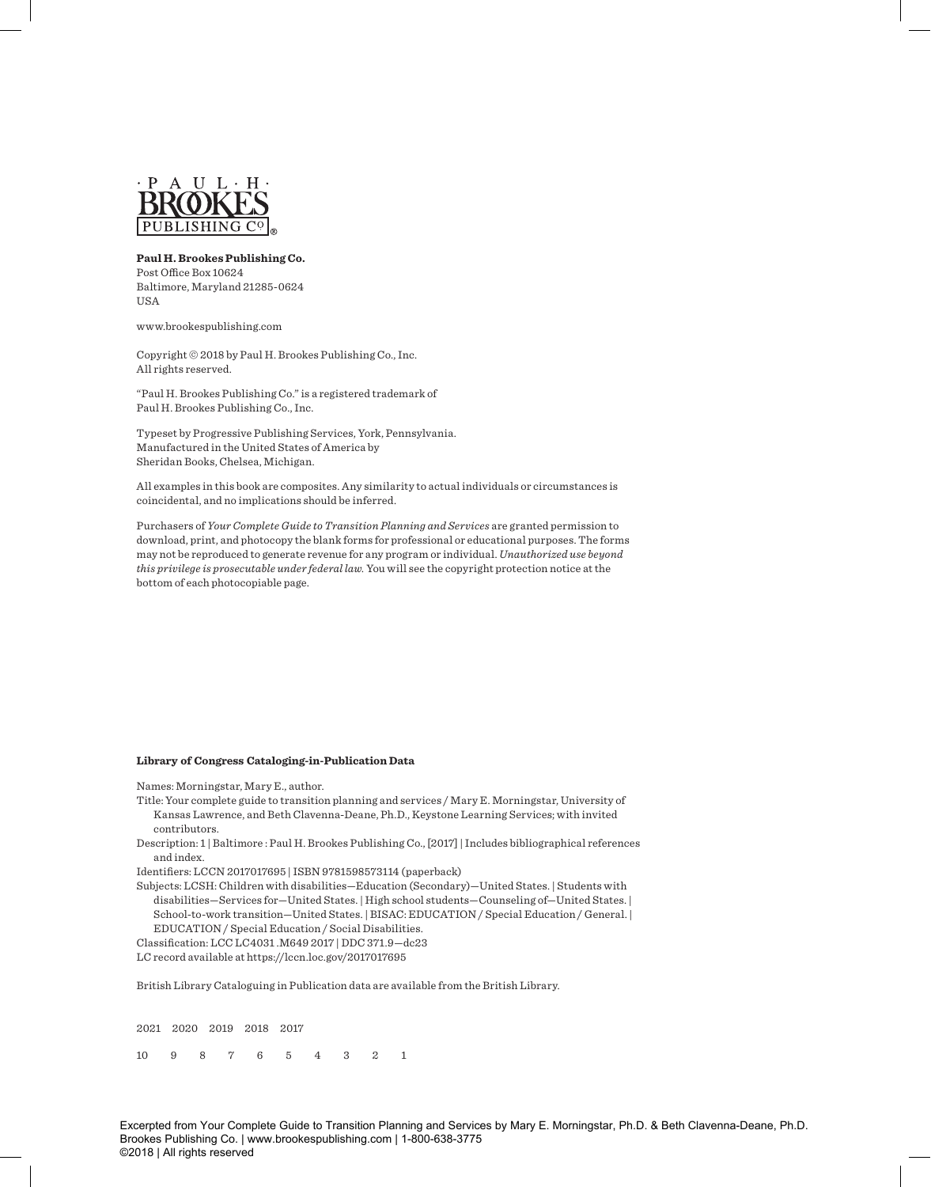· P A U L · H ·
BROOKES
PUBLISHING CO.®

**Paul H. Brookes Publishing Co.**
Post Office Box 10624
Baltimore, Maryland 21285-0624
USA

www.brookespublishing.com

Copyright © 2018 by Paul H. Brookes Publishing Co., Inc.
All rights reserved.

"Paul H. Brookes Publishing Co." is a registered trademark of
Paul H. Brookes Publishing Co., Inc.

Typeset by Progressive Publishing Services, York, Pennsylvania.
Manufactured in the United States of America by
Sheridan Books, Chelsea, Michigan.

All examples in this book are composites. Any similarity to actual individuals or circumstances is coincidental, and no implications should be inferred.

Purchasers of *Your Complete Guide to Transition Planning and Services* are granted permission to download, print, and photocopy the blank forms for professional or educational purposes. The forms may not be reproduced to generate revenue for any program or individual. *Unauthorized use beyond this privilege is prosecutable under federal law.* You will see the copyright protection notice at the bottom of each photocopiable page.

**Library of Congress Cataloging-in-Publication Data**

Names: Morningstar, Mary E., author.
Title: Your complete guide to transition planning and services / Mary E. Morningstar, University of Kansas Lawrence, and Beth Clavenna-Deane, Ph.D., Keystone Learning Services; with invited contributors.
Description: 1 | Baltimore : Paul H. Brookes Publishing Co., [2017] | Includes bibliographical references and index.
Identifiers: LCCN 2017017695 | ISBN 9781598573114 (paperback)
Subjects: LCSH: Children with disabilities—Education (Secondary)—United States. | Students with disabilities—Services for—United States. | High school students—Counseling of—United States. | School-to-work transition—United States. | BISAC: EDUCATION / Special Education / General. | EDUCATION / Special Education / Social Disabilities.
Classification: LCC LC4031 .M649 2017 | DDC 371.9—dc23
LC record available at https://lccn.loc.gov/2017017695

British Library Cataloguing in Publication data are available from the British Library.

2021 2020 2019 2018 2017

10 9 8 7 6 5 4 3 2 1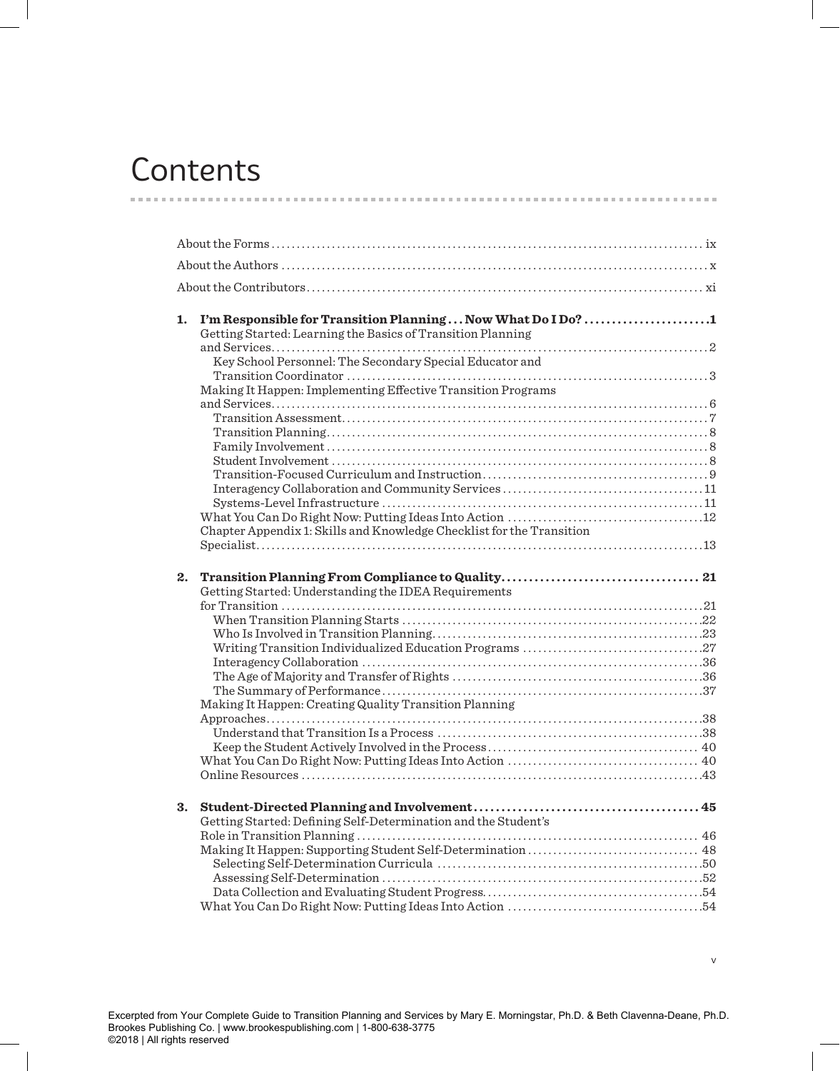# Contents

About the Forms ... ix

About the Authors ... x

About the Contributors ... xi

**1. I'm Responsible for Transition Planning . . . Now What Do I Do? ... 1**

- Getting Started: Learning the Basics of Transition Planning and Services ... 2
  - Key School Personnel: The Secondary Special Educator and Transition Coordinator ... 3
- Making It Happen: Implementing Effective Transition Programs and Services ... 6
  - Transition Assessment ... 7
  - Transition Planning ... 8
  - Family Involvement ... 8
  - Student Involvement ... 8
  - Transition-Focused Curriculum and Instruction ... 9
  - Interagency Collaboration and Community Services ... 11
  - Systems-Level Infrastructure ... 11
- What You Can Do Right Now: Putting Ideas Into Action ... 12
- Chapter Appendix 1: Skills and Knowledge Checklist for the Transition Specialist ... 13

**2. Transition Planning From Compliance to Quality ... 21**

- Getting Started: Understanding the IDEA Requirements for Transition ... 21
  - When Transition Planning Starts ... 22
  - Who Is Involved in Transition Planning ... 23
  - Writing Transition Individualized Education Programs ... 27
  - Interagency Collaboration ... 36
  - The Age of Majority and Transfer of Rights ... 36
  - The Summary of Performance ... 37
- Making It Happen: Creating Quality Transition Planning Approaches ... 38
  - Understand that Transition Is a Process ... 38
  - Keep the Student Actively Involved in the Process ... 40
- What You Can Do Right Now: Putting Ideas Into Action ... 40
- Online Resources ... 43

**3. Student-Directed Planning and Involvement ... 45**

- Getting Started: Defining Self-Determination and the Student's Role in Transition Planning ... 46
- Making It Happen: Supporting Student Self-Determination ... 48
  - Selecting Self-Determination Curricula ... 50
  - Assessing Self-Determination ... 52
  - Data Collection and Evaluating Student Progress ... 54
- What You Can Do Right Now: Putting Ideas Into Action ... 54

Excerpted from Your Complete Guide to Transition Planning and Services by Mary E. Morningstar, Ph.D. & Beth Clavenna-Deane, Ph.D.
Brookes Publishing Co. | www.brookespublishing.com | 1-800-638-3775
©2018 | All rights reserved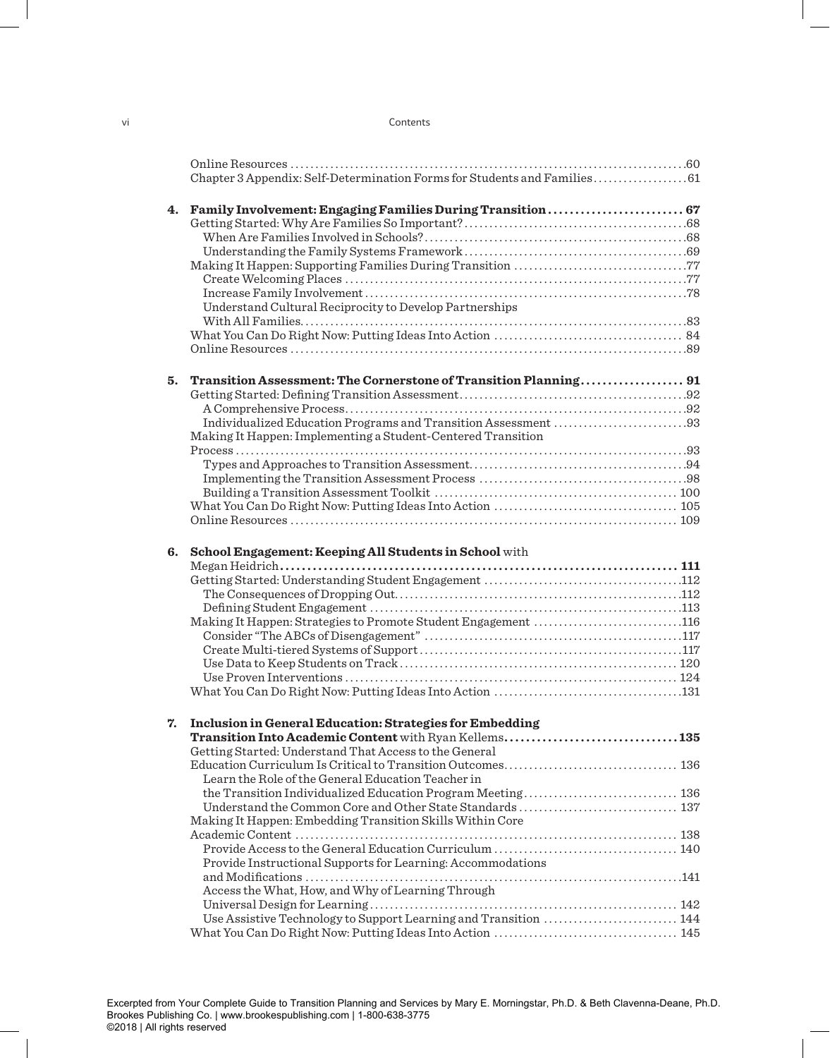Online Resources .60
Chapter 3 Appendix: Self-Determination Forms for Students and Families 61

**4. Family Involvement: Engaging Families During Transition 67**

Getting Started: Why Are Families So Important? 68
- When Are Families Involved in Schools? 68
- Understanding the Family Systems Framework 69

Making It Happen: Supporting Families During Transition 77
- Create Welcoming Places 77
- Increase Family Involvement 78
- Understand Cultural Reciprocity to Develop Partnerships With All Families 83

What You Can Do Right Now: Putting Ideas Into Action 84
Online Resources 89

**5. Transition Assessment: The Cornerstone of Transition Planning 91**

Getting Started: Defining Transition Assessment 92
- A Comprehensive Process 92
- Individualized Education Programs and Transition Assessment 93

Making It Happen: Implementing a Student-Centered Transition Process 93
- Types and Approaches to Transition Assessment 94
- Implementing the Transition Assessment Process 98
- Building a Transition Assessment Toolkit 100

What You Can Do Right Now: Putting Ideas Into Action 105
Online Resources 109

**6. School Engagement: Keeping All Students in School** with Megan Heidrich **111**

Getting Started: Understanding Student Engagement 112
- The Consequences of Dropping Out 112
- Defining Student Engagement 113

Making It Happen: Strategies to Promote Student Engagement 116
- Consider "The ABCs of Disengagement" 117
- Create Multi-tiered Systems of Support 117
- Use Data to Keep Students on Track 120
- Use Proven Interventions 124

What You Can Do Right Now: Putting Ideas Into Action 131

**7. Inclusion in General Education: Strategies for Embedding Transition Into Academic Content** with Ryan Kellems **135**

Getting Started: Understand That Access to the General Education Curriculum Is Critical to Transition Outcomes 136
- Learn the Role of the General Education Teacher in the Transition Individualized Education Program Meeting 136
- Understand the Common Core and Other State Standards 137

Making It Happen: Embedding Transition Skills Within Core Academic Content 138
- Provide Access to the General Education Curriculum 140
- Provide Instructional Supports for Learning: Accommodations and Modifications 141
- Access the What, How, and Why of Learning Through Universal Design for Learning 142
- Use Assistive Technology to Support Learning and Transition 144

What You Can Do Right Now: Putting Ideas Into Action 145

Excerpted from Your Complete Guide to Transition Planning and Services by Mary E. Morningstar, Ph.D. & Beth Clavenna-Deane, Ph.D.
Brookes Publishing Co. | www.brookespublishing.com | 1-800-638-3775
©2018 | All rights reserved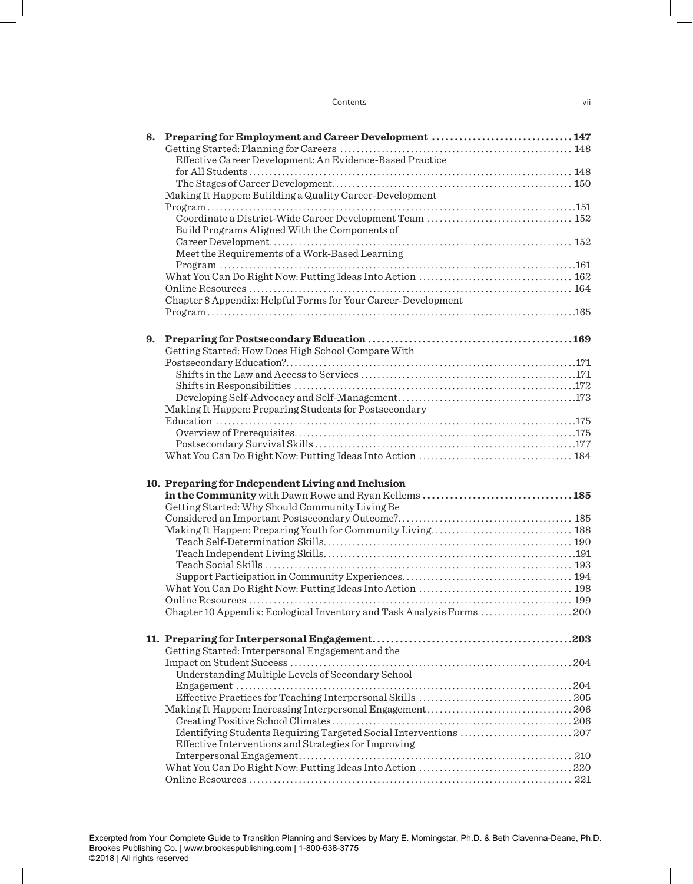**8. Preparing for Employment and Career Development** 147

- Getting Started: Planning for Careers 148
  - Effective Career Development: An Evidence-Based Practice for All Students 148
  - The Stages of Career Development 150
- Making It Happen: Buiilding a Quality Career-Development Program 151
  - Coordinate a District-Wide Career Development Team 152
  - Build Programs Aligned With the Components of Career Development 152
  - Meet the Requirements of a Work-Based Learning Program 161
- What You Can Do Right Now: Putting Ideas Into Action 162
- Online Resources 164
- Chapter 8 Appendix: Helpful Forms for Your Career-Development Program 165

**9. Preparing for Postsecondary Education** 169

- Getting Started: How Does High School Compare With Postsecondary Education? 171
  - Shifts in the Law and Access to Services 171
  - Shifts in Responsibilities 172
  - Developing Self-Advocacy and Self-Management 173
- Making It Happen: Preparing Students for Postsecondary Education 175
  - Overview of Prerequisites 175
  - Postsecondary Survival Skills 177
- What You Can Do Right Now: Putting Ideas Into Action 184

**10. Preparing for Independent Living and Inclusion in the Community** with Dawn Rowe and Ryan Kellems 185

- Getting Started: Why Should Community Living Be Considered an Important Postsecondary Outcome? 185
- Making It Happen: Preparing Youth for Community Living 188
  - Teach Self-Determination Skills 190
  - Teach Independent Living Skills 191
  - Teach Social Skills 193
  - Support Participation in Community Experiences 194
- What You Can Do Right Now: Putting Ideas Into Action 198
- Online Resources 199
- Chapter 10 Appendix: Ecological Inventory and Task Analysis Forms 200

**11. Preparing for Interpersonal Engagement** 203

- Getting Started: Interpersonal Engagement and the Impact on Student Success 204
  - Understanding Multiple Levels of Secondary School Engagement 204
  - Effective Practices for Teaching Interpersonal Skills 205
- Making It Happen: Increasing Interpersonal Engagement 206
  - Creating Positive School Climates 206
  - Identifying Students Requiring Targeted Social Interventions 207
  - Effective Interventions and Strategies for Improving Interpersonal Engagement 210
- What You Can Do Right Now: Putting Ideas Into Action 220
- Online Resources 221

Excerpted from Your Complete Guide to Transition Planning and Services by Mary E. Morningstar, Ph.D. & Beth Clavenna-Deane, Ph.D.
Brookes Publishing Co. | www.brookespublishing.com | 1-800-638-3775
©2018 | All rights reserved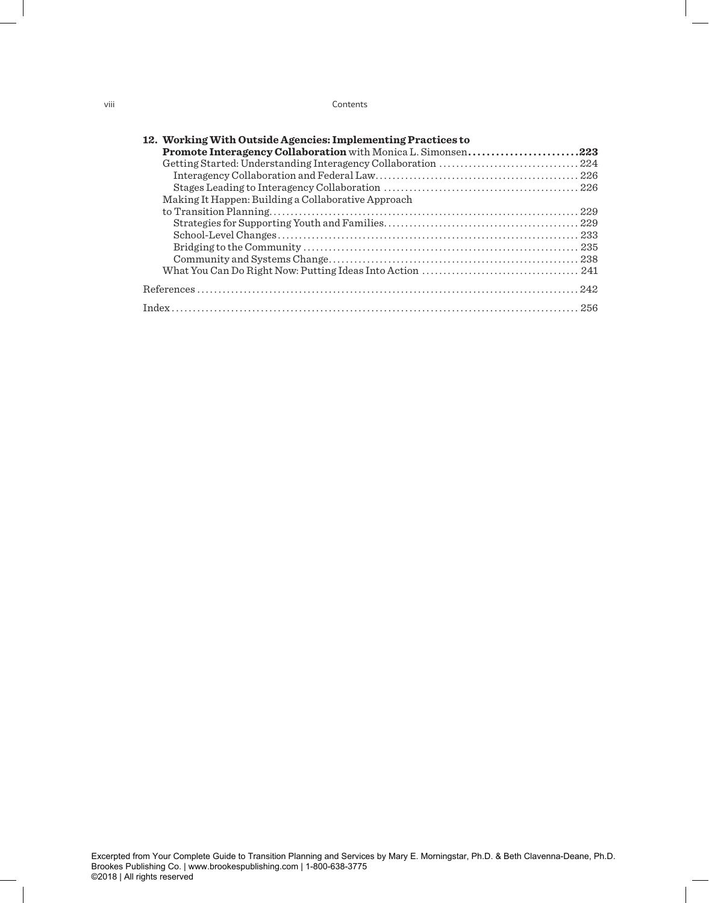**12. Working With Outside Agencies: Implementing Practices to Promote Interagency Collaboration** with Monica L. Simonsen........................**223**

Getting Started: Understanding Interagency Collaboration ................................ 224

Interagency Collaboration and Federal Law............................................... 226

Stages Leading to Interagency Collaboration ............................................. 226

Making It Happen: Building a Collaborative Approach to Transition Planning........................................................................ 229

Strategies for Supporting Youth and Families............................................. 229

School-Level Changes...................................................................... 233

Bridging to the Community ................................................................ 235

Community and Systems Change.......................................................... 238

What You Can Do Right Now: Putting Ideas Into Action .................................... 241

References ......................................................................................... 242

Index ............................................................................................... 256

Excerpted from Your Complete Guide to Transition Planning and Services by Mary E. Morningstar, Ph.D. & Beth Clavenna-Deane, Ph.D.
Brookes Publishing Co. | www.brookespublishing.com | 1-800-638-3775
©2018 | All rights reserved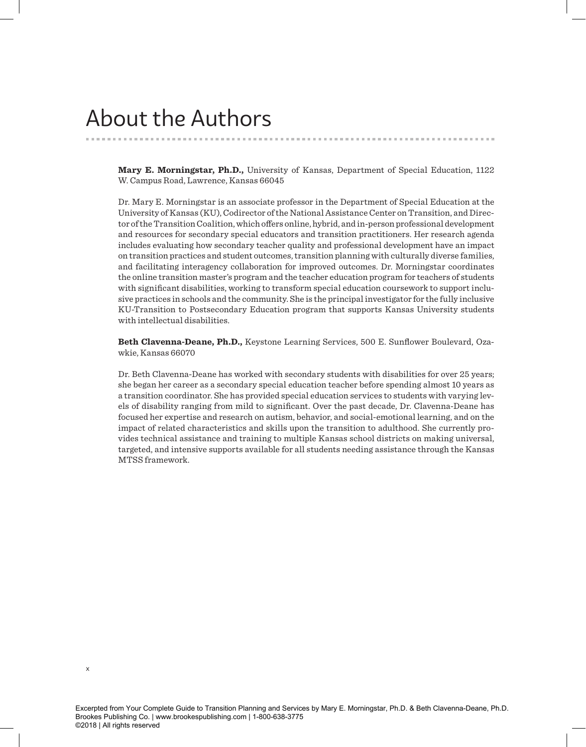# About the Authors

**Mary E. Morningstar, Ph.D.,** University of Kansas, Department of Special Education, 1122 W. Campus Road, Lawrence, Kansas 66045

Dr. Mary E. Morningstar is an associate professor in the Department of Special Education at the University of Kansas (KU), Codirector of the National Assistance Center on Transition, and Director of the Transition Coalition, which offers online, hybrid, and in-person professional development and resources for secondary special educators and transition practitioners. Her research agenda includes evaluating how secondary teacher quality and professional development have an impact on transition practices and student outcomes, transition planning with culturally diverse families, and facilitating interagency collaboration for improved outcomes. Dr. Morningstar coordinates the online transition master's program and the teacher education program for teachers of students with significant disabilities, working to transform special education coursework to support inclusive practices in schools and the community. She is the principal investigator for the fully inclusive KU-Transition to Postsecondary Education program that supports Kansas University students with intellectual disabilities.

**Beth Clavenna-Deane, Ph.D.,** Keystone Learning Services, 500 E. Sunflower Boulevard, Ozawkie, Kansas 66070

Dr. Beth Clavenna-Deane has worked with secondary students with disabilities for over 25 years; she began her career as a secondary special education teacher before spending almost 10 years as a transition coordinator. She has provided special education services to students with varying levels of disability ranging from mild to significant. Over the past decade, Dr. Clavenna-Deane has focused her expertise and research on autism, behavior, and social-emotional learning, and on the impact of related characteristics and skills upon the transition to adulthood. She currently provides technical assistance and training to multiple Kansas school districts on making universal, targeted, and intensive supports available for all students needing assistance through the Kansas MTSS framework.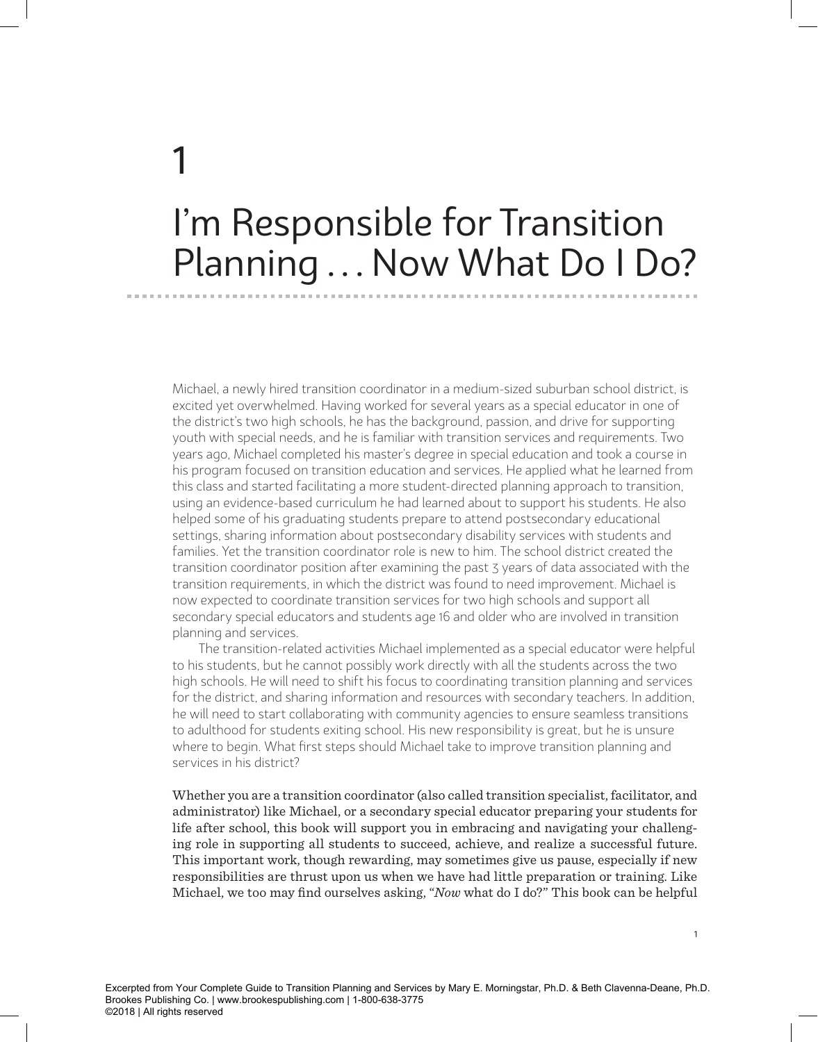# 1

# I'm Responsible for Transition Planning . . . Now What Do I Do?

Michael, a newly hired transition coordinator in a medium-sized suburban school district, is excited yet overwhelmed. Having worked for several years as a special educator in one of the district's two high schools, he has the background, passion, and drive for supporting youth with special needs, and he is familiar with transition services and requirements. Two years ago, Michael completed his master's degree in special education and took a course in his program focused on transition education and services. He applied what he learned from this class and started facilitating a more student-directed planning approach to transition, using an evidence-based curriculum he had learned about to support his students. He also helped some of his graduating students prepare to attend postsecondary educational settings, sharing information about postsecondary disability services with students and families. Yet the transition coordinator role is new to him. The school district created the transition coordinator position after examining the past 3 years of data associated with the transition requirements, in which the district was found to need improvement. Michael is now expected to coordinate transition services for two high schools and support all secondary special educators and students age 16 and older who are involved in transition planning and services.

The transition-related activities Michael implemented as a special educator were helpful to his students, but he cannot possibly work directly with all the students across the two high schools. He will need to shift his focus to coordinating transition planning and services for the district, and sharing information and resources with secondary teachers. In addition, he will need to start collaborating with community agencies to ensure seamless transitions to adulthood for students exiting school. His new responsibility is great, but he is unsure where to begin. What first steps should Michael take to improve transition planning and services in his district?

Whether you are a transition coordinator (also called transition specialist, facilitator, and administrator) like Michael, or a secondary special educator preparing your students for life after school, this book will support you in embracing and navigating your challenging role in supporting all students to succeed, achieve, and realize a successful future. This important work, though rewarding, may sometimes give us pause, especially if new responsibilities are thrust upon us when we have had little preparation or training. Like Michael, we too may find ourselves asking, "*Now* what do I do?" This book can be helpful

Excerpted from Your Complete Guide to Transition Planning and Services by Mary E. Morningstar, Ph.D. & Beth Clavenna-Deane, Ph.D.
Brookes Publishing Co. | www.brookespublishing.com | 1-800-638-3775
©2018 | All rights reserved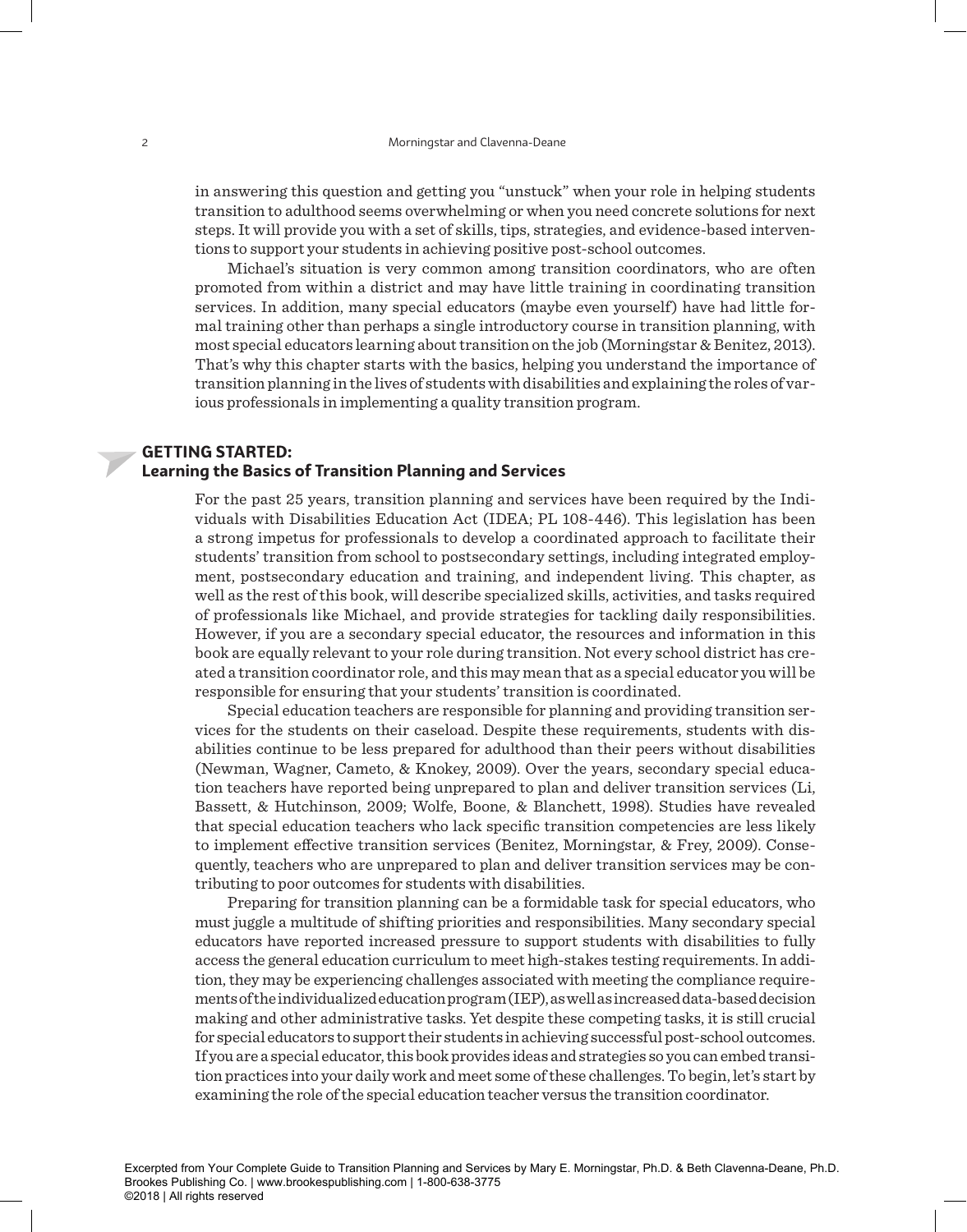in answering this question and getting you "unstuck" when your role in helping students transition to adulthood seems overwhelming or when you need concrete solutions for next steps. It will provide you with a set of skills, tips, strategies, and evidence-based interventions to support your students in achieving positive post-school outcomes.

Michael's situation is very common among transition coordinators, who are often promoted from within a district and may have little training in coordinating transition services. In addition, many special educators (maybe even yourself) have had little formal training other than perhaps a single introductory course in transition planning, with most special educators learning about transition on the job (Morningstar & Benitez, 2013). That's why this chapter starts with the basics, helping you understand the importance of transition planning in the lives of students with disabilities and explaining the roles of various professionals in implementing a quality transition program.

## GETTING STARTED: Learning the Basics of Transition Planning and Services

For the past 25 years, transition planning and services have been required by the Individuals with Disabilities Education Act (IDEA; PL 108-446). This legislation has been a strong impetus for professionals to develop a coordinated approach to facilitate their students' transition from school to postsecondary settings, including integrated employment, postsecondary education and training, and independent living. This chapter, as well as the rest of this book, will describe specialized skills, activities, and tasks required of professionals like Michael, and provide strategies for tackling daily responsibilities. However, if you are a secondary special educator, the resources and information in this book are equally relevant to your role during transition. Not every school district has created a transition coordinator role, and this may mean that as a special educator you will be responsible for ensuring that your students' transition is coordinated.

Special education teachers are responsible for planning and providing transition services for the students on their caseload. Despite these requirements, students with disabilities continue to be less prepared for adulthood than their peers without disabilities (Newman, Wagner, Cameto, & Knokey, 2009). Over the years, secondary special education teachers have reported being unprepared to plan and deliver transition services (Li, Bassett, & Hutchinson, 2009; Wolfe, Boone, & Blanchett, 1998). Studies have revealed that special education teachers who lack specific transition competencies are less likely to implement effective transition services (Benitez, Morningstar, & Frey, 2009). Consequently, teachers who are unprepared to plan and deliver transition services may be contributing to poor outcomes for students with disabilities.

Preparing for transition planning can be a formidable task for special educators, who must juggle a multitude of shifting priorities and responsibilities. Many secondary special educators have reported increased pressure to support students with disabilities to fully access the general education curriculum to meet high-stakes testing requirements. In addition, they may be experiencing challenges associated with meeting the compliance requirements of the individualized education program (IEP), as well as increased data-based decision making and other administrative tasks. Yet despite these competing tasks, it is still crucial for special educators to support their students in achieving successful post-school outcomes. If you are a special educator, this book provides ideas and strategies so you can embed transition practices into your daily work and meet some of these challenges. To begin, let's start by examining the role of the special education teacher versus the transition coordinator.

Excerpted from Your Complete Guide to Transition Planning and Services by Mary E. Morningstar, Ph.D. & Beth Clavenna-Deane, Ph.D.
Brookes Publishing Co. | www.brookespublishing.com | 1-800-638-3775
©2018 | All rights reserved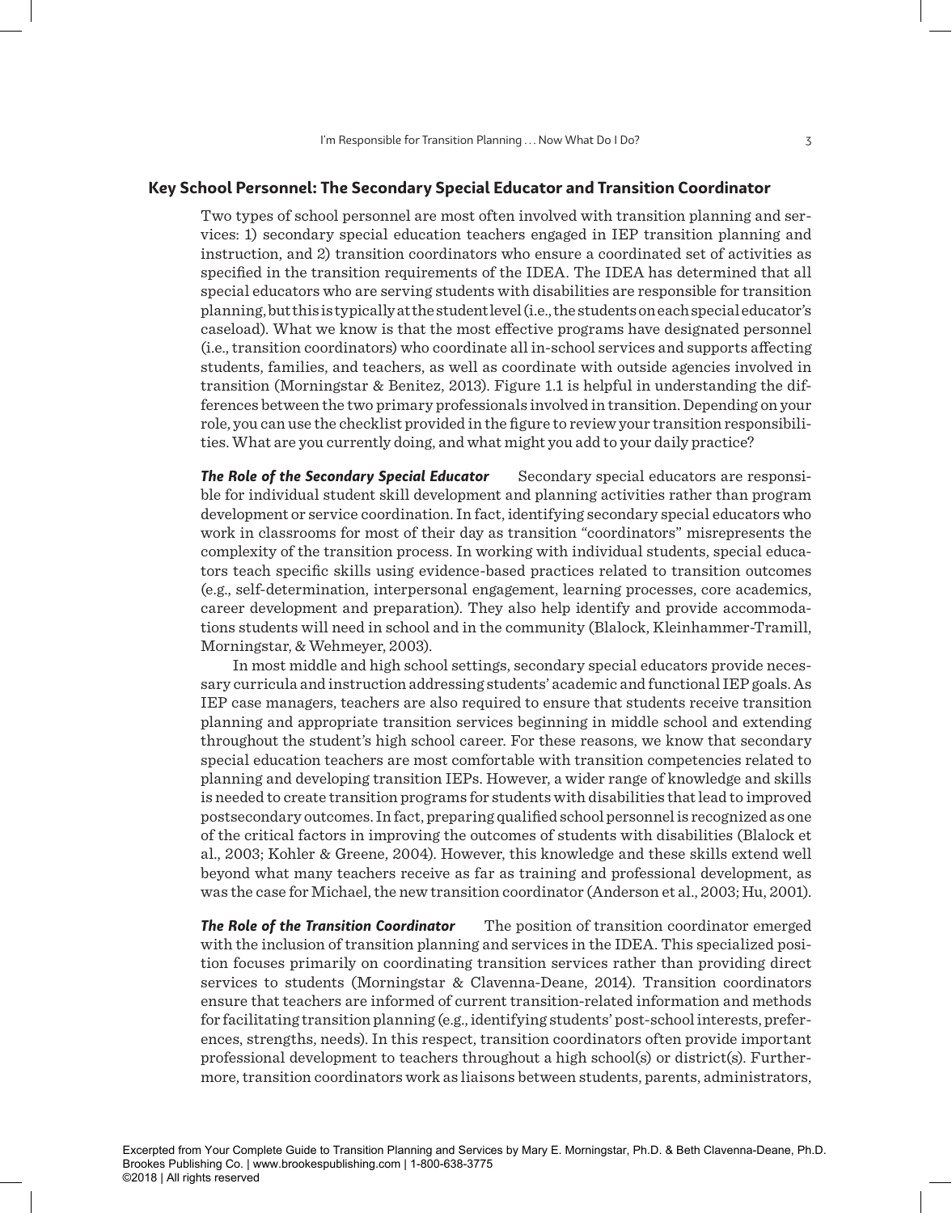## Key School Personnel: The Secondary Special Educator and Transition Coordinator

Two types of school personnel are most often involved with transition planning and services: 1) secondary special education teachers engaged in IEP transition planning and instruction, and 2) transition coordinators who ensure a coordinated set of activities as specified in the transition requirements of the IDEA. The IDEA has determined that all special educators who are serving students with disabilities are responsible for transition planning, but this is typically at the student level (i.e., the students on each special educator's caseload). What we know is that the most effective programs have designated personnel (i.e., transition coordinators) who coordinate all in-school services and supports affecting students, families, and teachers, as well as coordinate with outside agencies involved in transition (Morningstar & Benitez, 2013). Figure 1.1 is helpful in understanding the differences between the two primary professionals involved in transition. Depending on your role, you can use the checklist provided in the figure to review your transition responsibilities. What are you currently doing, and what might you add to your daily practice?

***The Role of the Secondary Special Educator*** Secondary special educators are responsible for individual student skill development and planning activities rather than program development or service coordination. In fact, identifying secondary special educators who work in classrooms for most of their day as transition "coordinators" misrepresents the complexity of the transition process. In working with individual students, special educators teach specific skills using evidence-based practices related to transition outcomes (e.g., self-determination, interpersonal engagement, learning processes, core academics, career development and preparation). They also help identify and provide accommodations students will need in school and in the community (Blalock, Kleinhammer-Tramill, Morningstar, & Wehmeyer, 2003).

In most middle and high school settings, secondary special educators provide necessary curricula and instruction addressing students' academic and functional IEP goals. As IEP case managers, teachers are also required to ensure that students receive transition planning and appropriate transition services beginning in middle school and extending throughout the student's high school career. For these reasons, we know that secondary special education teachers are most comfortable with transition competencies related to planning and developing transition IEPs. However, a wider range of knowledge and skills is needed to create transition programs for students with disabilities that lead to improved postsecondary outcomes. In fact, preparing qualified school personnel is recognized as one of the critical factors in improving the outcomes of students with disabilities (Blalock et al., 2003; Kohler & Greene, 2004). However, this knowledge and these skills extend well beyond what many teachers receive as far as training and professional development, as was the case for Michael, the new transition coordinator (Anderson et al., 2003; Hu, 2001).

***The Role of the Transition Coordinator*** The position of transition coordinator emerged with the inclusion of transition planning and services in the IDEA. This specialized position focuses primarily on coordinating transition services rather than providing direct services to students (Morningstar & Clavenna-Deane, 2014). Transition coordinators ensure that teachers are informed of current transition-related information and methods for facilitating transition planning (e.g., identifying students' post-school interests, preferences, strengths, needs). In this respect, transition coordinators often provide important professional development to teachers throughout a high school(s) or district(s). Furthermore, transition coordinators work as liaisons between students, parents, administrators,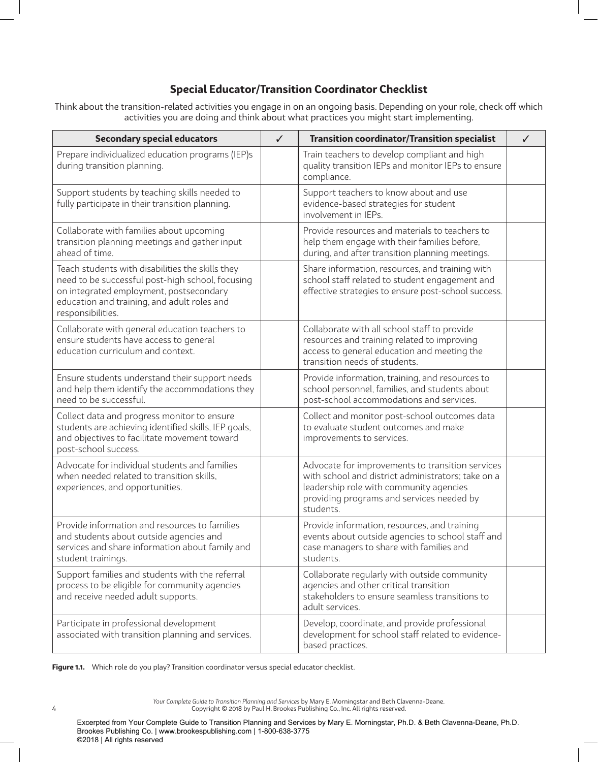## Special Educator/Transition Coordinator Checklist

Think about the transition-related activities you engage in on an ongoing basis. Depending on your role, check off which activities you are doing and think about what practices you might start implementing.

| Secondary special educators | ✓ | Transition coordinator/Transition specialist | ✓ |
|---|---|---|---|
| Prepare individualized education programs (IEP)s during transition planning. | | Train teachers to develop compliant and high quality transition IEPs and monitor IEPs to ensure compliance. | |
| Support students by teaching skills needed to fully participate in their transition planning. | | Support teachers to know about and use evidence-based strategies for student involvement in IEPs. | |
| Collaborate with families about upcoming transition planning meetings and gather input ahead of time. | | Provide resources and materials to teachers to help them engage with their families before, during, and after transition planning meetings. | |
| Teach students with disabilities the skills they need to be successful post-high school, focusing on integrated employment, postsecondary education and training, and adult roles and responsibilities. | | Share information, resources, and training with school staff related to student engagement and effective strategies to ensure post-school success. | |
| Collaborate with general education teachers to ensure students have access to general education curriculum and context. | | Collaborate with all school staff to provide resources and training related to improving access to general education and meeting the transition needs of students. | |
| Ensure students understand their support needs and help them identify the accommodations they need to be successful. | | Provide information, training, and resources to school personnel, families, and students about post-school accommodations and services. | |
| Collect data and progress monitor to ensure students are achieving identified skills, IEP goals, and objectives to facilitate movement toward post-school success. | | Collect and monitor post-school outcomes data to evaluate student outcomes and make improvements to services. | |
| Advocate for individual students and families when needed related to transition skills, experiences, and opportunities. | | Advocate for improvements to transition services with school and district administrators; take on a leadership role with community agencies providing programs and services needed by students. | |
| Provide information and resources to families and students about outside agencies and services and share information about family and student trainings. | | Provide information, resources, and training events about outside agencies to school staff and case managers to share with families and students. | |
| Support families and students with the referral process to be eligible for community agencies and receive needed adult supports. | | Collaborate regularly with outside community agencies and other critical transition stakeholders to ensure seamless transitions to adult services. | |
| Participate in professional development associated with transition planning and services. | | Develop, coordinate, and provide professional development for school staff related to evidence-based practices. | |

**Figure 1.1.** Which role do you play? Transition coordinator versus special educator checklist.

*Your Complete Guide to Transition Planning and Services* by Mary E. Morningstar and Beth Clavenna-Deane.
Copyright © 2018 by Paul H. Brookes Publishing Co., Inc. All rights reserved.

Excerpted from Your Complete Guide to Transition Planning and Services by Mary E. Morningstar, Ph.D. & Beth Clavenna-Deane, Ph.D.
Brookes Publishing Co. | www.brookespublishing.com | 1-800-638-3775
©2018 | All rights reserved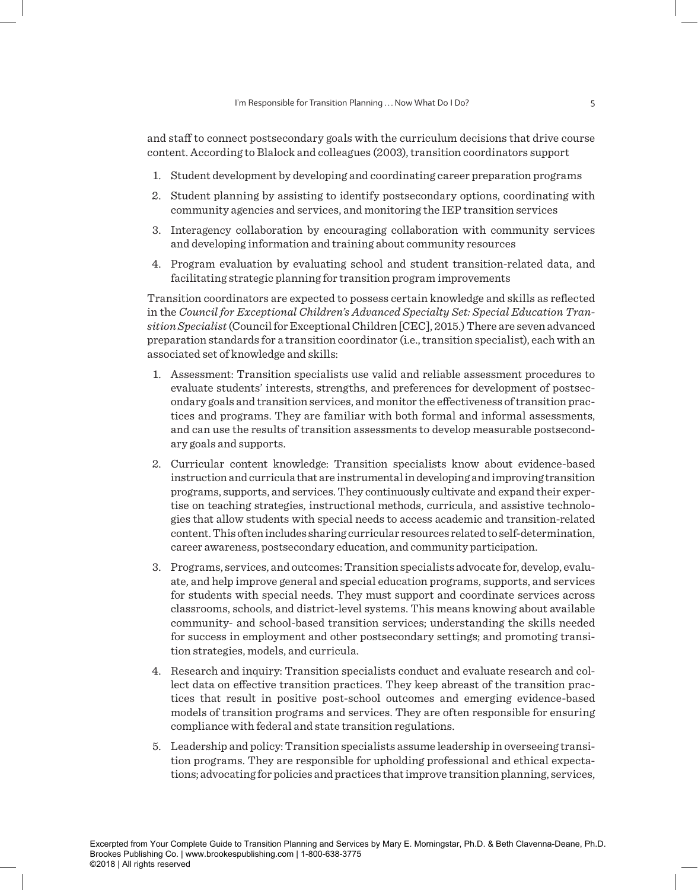and staff to connect postsecondary goals with the curriculum decisions that drive course content. According to Blalock and colleagues (2003), transition coordinators support

1. Student development by developing and coordinating career preparation programs
2. Student planning by assisting to identify postsecondary options, coordinating with community agencies and services, and monitoring the IEP transition services
3. Interagency collaboration by encouraging collaboration with community services and developing information and training about community resources
4. Program evaluation by evaluating school and student transition-related data, and facilitating strategic planning for transition program improvements

Transition coordinators are expected to possess certain knowledge and skills as reflected in the *Council for Exceptional Children's Advanced Specialty Set: Special Education Transition Specialist* (Council for Exceptional Children [CEC], 2015.) There are seven advanced preparation standards for a transition coordinator (i.e., transition specialist), each with an associated set of knowledge and skills:

1. Assessment: Transition specialists use valid and reliable assessment procedures to evaluate students' interests, strengths, and preferences for development of postsecondary goals and transition services, and monitor the effectiveness of transition practices and programs. They are familiar with both formal and informal assessments, and can use the results of transition assessments to develop measurable postsecondary goals and supports.
2. Curricular content knowledge: Transition specialists know about evidence-based instruction and curricula that are instrumental in developing and improving transition programs, supports, and services. They continuously cultivate and expand their expertise on teaching strategies, instructional methods, curricula, and assistive technologies that allow students with special needs to access academic and transition-related content. This often includes sharing curricular resources related to self-determination, career awareness, postsecondary education, and community participation.
3. Programs, services, and outcomes: Transition specialists advocate for, develop, evaluate, and help improve general and special education programs, supports, and services for students with special needs. They must support and coordinate services across classrooms, schools, and district-level systems. This means knowing about available community- and school-based transition services; understanding the skills needed for success in employment and other postsecondary settings; and promoting transition strategies, models, and curricula.
4. Research and inquiry: Transition specialists conduct and evaluate research and collect data on effective transition practices. They keep abreast of the transition practices that result in positive post-school outcomes and emerging evidence-based models of transition programs and services. They are often responsible for ensuring compliance with federal and state transition regulations.
5. Leadership and policy: Transition specialists assume leadership in overseeing transition programs. They are responsible for upholding professional and ethical expectations; advocating for policies and practices that improve transition planning, services,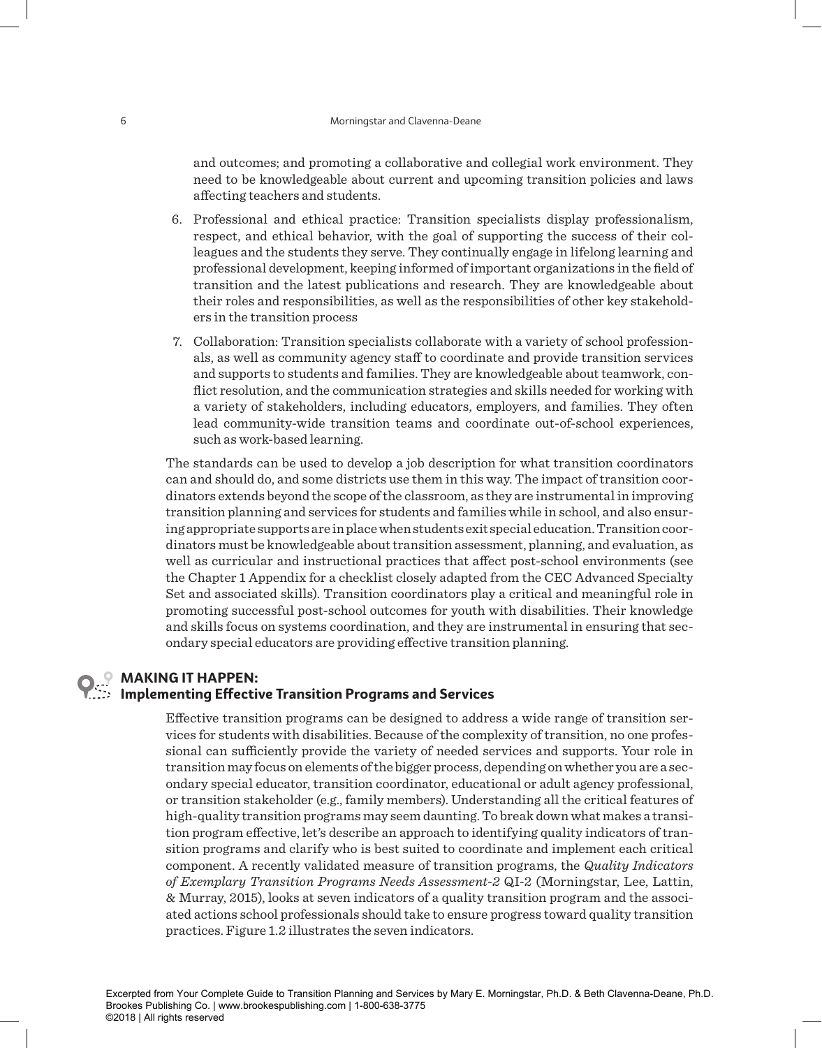and outcomes; and promoting a collaborative and collegial work environment. They need to be knowledgeable about current and upcoming transition policies and laws affecting teachers and students.

6. Professional and ethical practice: Transition specialists display professionalism, respect, and ethical behavior, with the goal of supporting the success of their colleagues and the students they serve. They continually engage in lifelong learning and professional development, keeping informed of important organizations in the field of transition and the latest publications and research. They are knowledgeable about their roles and responsibilities, as well as the responsibilities of other key stakeholders in the transition process
7. Collaboration: Transition specialists collaborate with a variety of school professionals, as well as community agency staff to coordinate and provide transition services and supports to students and families. They are knowledgeable about teamwork, conflict resolution, and the communication strategies and skills needed for working with a variety of stakeholders, including educators, employers, and families. They often lead community-wide transition teams and coordinate out-of-school experiences, such as work-based learning.

The standards can be used to develop a job description for what transition coordinators can and should do, and some districts use them in this way. The impact of transition coordinators extends beyond the scope of the classroom, as they are instrumental in improving transition planning and services for students and families while in school, and also ensuring appropriate supports are in place when students exit special education. Transition coordinators must be knowledgeable about transition assessment, planning, and evaluation, as well as curricular and instructional practices that affect post-school environments (see the Chapter 1 Appendix for a checklist closely adapted from the CEC Advanced Specialty Set and associated skills). Transition coordinators play a critical and meaningful role in promoting successful post-school outcomes for youth with disabilities. Their knowledge and skills focus on systems coordination, and they are instrumental in ensuring that secondary special educators are providing effective transition planning.

## MAKING IT HAPPEN: Implementing Effective Transition Programs and Services

Effective transition programs can be designed to address a wide range of transition services for students with disabilities. Because of the complexity of transition, no one professional can sufficiently provide the variety of needed services and supports. Your role in transition may focus on elements of the bigger process, depending on whether you are a secondary special educator, transition coordinator, educational or adult agency professional, or transition stakeholder (e.g., family members). Understanding all the critical features of high-quality transition programs may seem daunting. To break down what makes a transition program effective, let's describe an approach to identifying quality indicators of transition programs and clarify who is best suited to coordinate and implement each critical component. A recently validated measure of transition programs, the *Quality Indicators of Exemplary Transition Programs Needs Assessment-2* QI-2 (Morningstar, Lee, Lattin, & Murray, 2015), looks at seven indicators of a quality transition program and the associated actions school professionals should take to ensure progress toward quality transition practices. Figure 1.2 illustrates the seven indicators.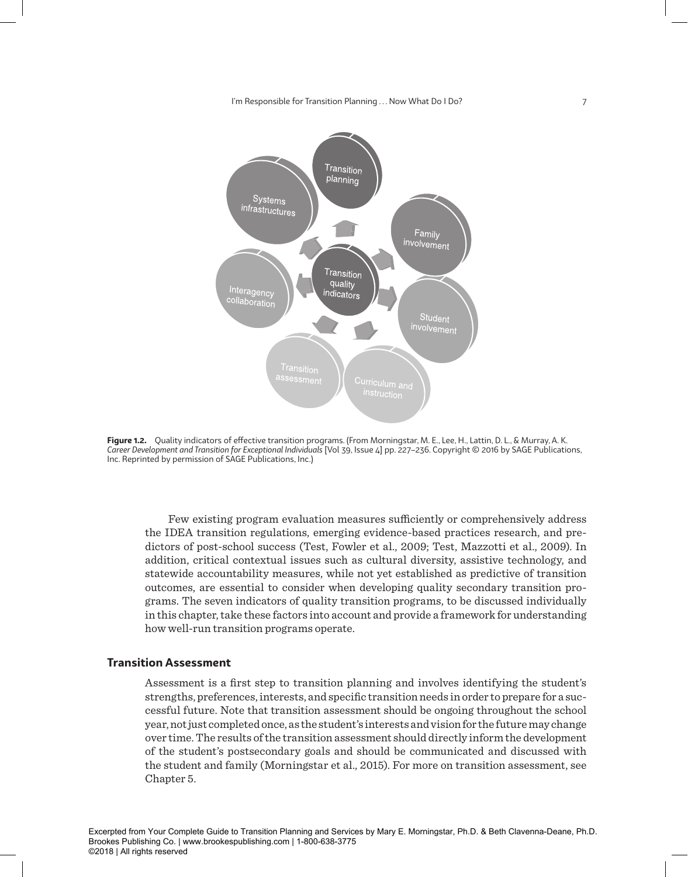**Figure 1.2.** Quality indicators of effective transition programs. (From Morningstar, M. E., Lee, H., Lattin, D. L., & Murray, A. K. *Career Development and Transition for Exceptional Individuals* [Vol 39, Issue 4] pp. 227–236. Copyright © 2016 by SAGE Publications, Inc. Reprinted by permission of SAGE Publications, Inc.)

Few existing program evaluation measures sufficiently or comprehensively address the IDEA transition regulations, emerging evidence-based practices research, and predictors of post-school success (Test, Fowler et al., 2009; Test, Mazzotti et al., 2009). In addition, critical contextual issues such as cultural diversity, assistive technology, and statewide accountability measures, while not yet established as predictive of transition outcomes, are essential to consider when developing quality secondary transition programs. The seven indicators of quality transition programs, to be discussed individually in this chapter, take these factors into account and provide a framework for understanding how well-run transition programs operate.

## Transition Assessment

Assessment is a first step to transition planning and involves identifying the student's strengths, preferences, interests, and specific transition needs in order to prepare for a successful future. Note that transition assessment should be ongoing throughout the school year, not just completed once, as the student's interests and vision for the future may change over time. The results of the transition assessment should directly inform the development of the student's postsecondary goals and should be communicated and discussed with the student and family (Morningstar et al., 2015). For more on transition assessment, see Chapter 5.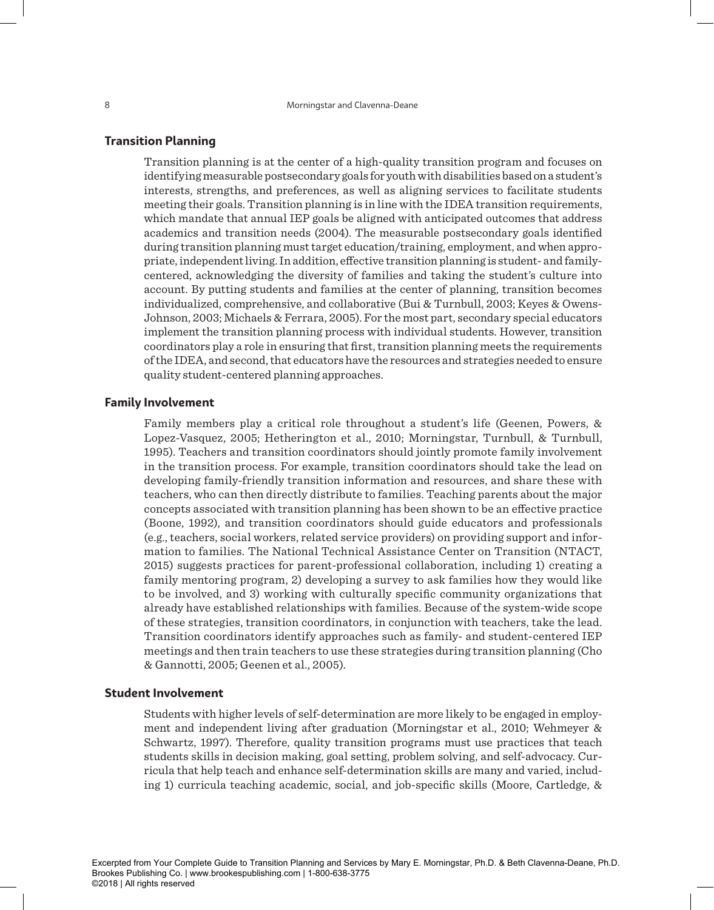## Transition Planning

Transition planning is at the center of a high-quality transition program and focuses on identifying measurable postsecondary goals for youth with disabilities based on a student's interests, strengths, and preferences, as well as aligning services to facilitate students meeting their goals. Transition planning is in line with the IDEA transition requirements, which mandate that annual IEP goals be aligned with anticipated outcomes that address academics and transition needs (2004). The measurable postsecondary goals identified during transition planning must target education/training, employment, and when appropriate, independent living. In addition, effective transition planning is student- and family-centered, acknowledging the diversity of families and taking the student's culture into account. By putting students and families at the center of planning, transition becomes individualized, comprehensive, and collaborative (Bui & Turnbull, 2003; Keyes & Owens-Johnson, 2003; Michaels & Ferrara, 2005). For the most part, secondary special educators implement the transition planning process with individual students. However, transition coordinators play a role in ensuring that first, transition planning meets the requirements of the IDEA, and second, that educators have the resources and strategies needed to ensure quality student-centered planning approaches.

## Family Involvement

Family members play a critical role throughout a student's life (Geenen, Powers, & Lopez-Vasquez, 2005; Hetherington et al., 2010; Morningstar, Turnbull, & Turnbull, 1995). Teachers and transition coordinators should jointly promote family involvement in the transition process. For example, transition coordinators should take the lead on developing family-friendly transition information and resources, and share these with teachers, who can then directly distribute to families. Teaching parents about the major concepts associated with transition planning has been shown to be an effective practice (Boone, 1992), and transition coordinators should guide educators and professionals (e.g., teachers, social workers, related service providers) on providing support and information to families. The National Technical Assistance Center on Transition (NTACT, 2015) suggests practices for parent-professional collaboration, including 1) creating a family mentoring program, 2) developing a survey to ask families how they would like to be involved, and 3) working with culturally specific community organizations that already have established relationships with families. Because of the system-wide scope of these strategies, transition coordinators, in conjunction with teachers, take the lead. Transition coordinators identify approaches such as family- and student-centered IEP meetings and then train teachers to use these strategies during transition planning (Cho & Gannotti, 2005; Geenen et al., 2005).

## Student Involvement

Students with higher levels of self-determination are more likely to be engaged in employment and independent living after graduation (Morningstar et al., 2010; Wehmeyer & Schwartz, 1997). Therefore, quality transition programs must use practices that teach students skills in decision making, goal setting, problem solving, and self-advocacy. Curricula that help teach and enhance self-determination skills are many and varied, including 1) curricula teaching academic, social, and job-specific skills (Moore, Cartledge, &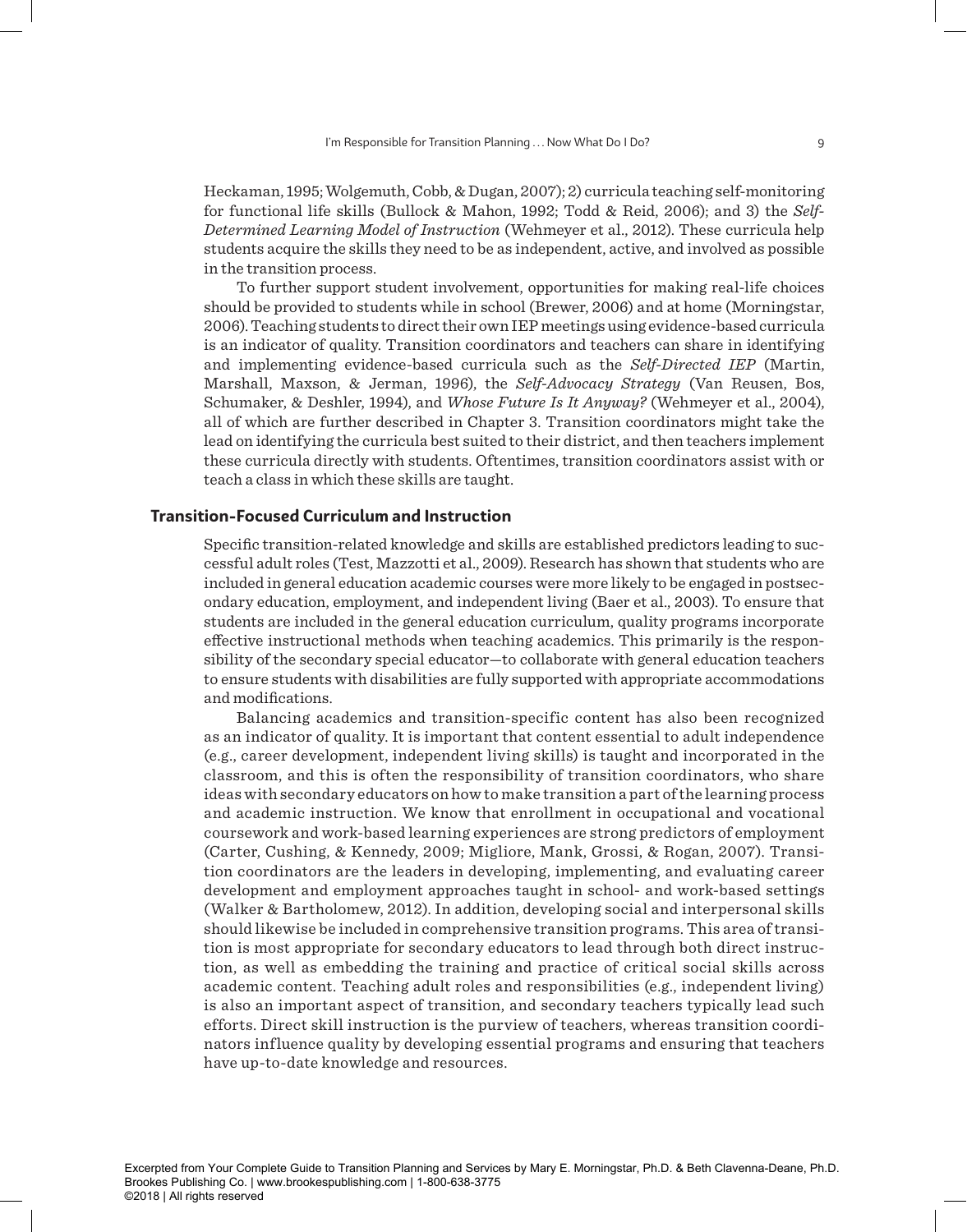Heckaman, 1995; Wolgemuth, Cobb, & Dugan, 2007); 2) curricula teaching self-monitoring for functional life skills (Bullock & Mahon, 1992; Todd & Reid, 2006); and 3) the *Self-Determined Learning Model of Instruction* (Wehmeyer et al., 2012). These curricula help students acquire the skills they need to be as independent, active, and involved as possible in the transition process.

To further support student involvement, opportunities for making real-life choices should be provided to students while in school (Brewer, 2006) and at home (Morningstar, 2006). Teaching students to direct their own IEP meetings using evidence-based curricula is an indicator of quality. Transition coordinators and teachers can share in identifying and implementing evidence-based curricula such as the *Self-Directed IEP* (Martin, Marshall, Maxson, & Jerman, 1996), the *Self-Advocacy Strategy* (Van Reusen, Bos, Schumaker, & Deshler, 1994), and *Whose Future Is It Anyway?* (Wehmeyer et al., 2004), all of which are further described in Chapter 3. Transition coordinators might take the lead on identifying the curricula best suited to their district, and then teachers implement these curricula directly with students. Oftentimes, transition coordinators assist with or teach a class in which these skills are taught.

### Transition-Focused Curriculum and Instruction

Specific transition-related knowledge and skills are established predictors leading to successful adult roles (Test, Mazzotti et al., 2009). Research has shown that students who are included in general education academic courses were more likely to be engaged in postsecondary education, employment, and independent living (Baer et al., 2003). To ensure that students are included in the general education curriculum, quality programs incorporate effective instructional methods when teaching academics. This primarily is the responsibility of the secondary special educator—to collaborate with general education teachers to ensure students with disabilities are fully supported with appropriate accommodations and modifications.

Balancing academics and transition-specific content has also been recognized as an indicator of quality. It is important that content essential to adult independence (e.g., career development, independent living skills) is taught and incorporated in the classroom, and this is often the responsibility of transition coordinators, who share ideas with secondary educators on how to make transition a part of the learning process and academic instruction. We know that enrollment in occupational and vocational coursework and work-based learning experiences are strong predictors of employment (Carter, Cushing, & Kennedy, 2009; Migliore, Mank, Grossi, & Rogan, 2007). Transition coordinators are the leaders in developing, implementing, and evaluating career development and employment approaches taught in school- and work-based settings (Walker & Bartholomew, 2012). In addition, developing social and interpersonal skills should likewise be included in comprehensive transition programs. This area of transition is most appropriate for secondary educators to lead through both direct instruction, as well as embedding the training and practice of critical social skills across academic content. Teaching adult roles and responsibilities (e.g., independent living) is also an important aspect of transition, and secondary teachers typically lead such efforts. Direct skill instruction is the purview of teachers, whereas transition coordinators influence quality by developing essential programs and ensuring that teachers have up-to-date knowledge and resources.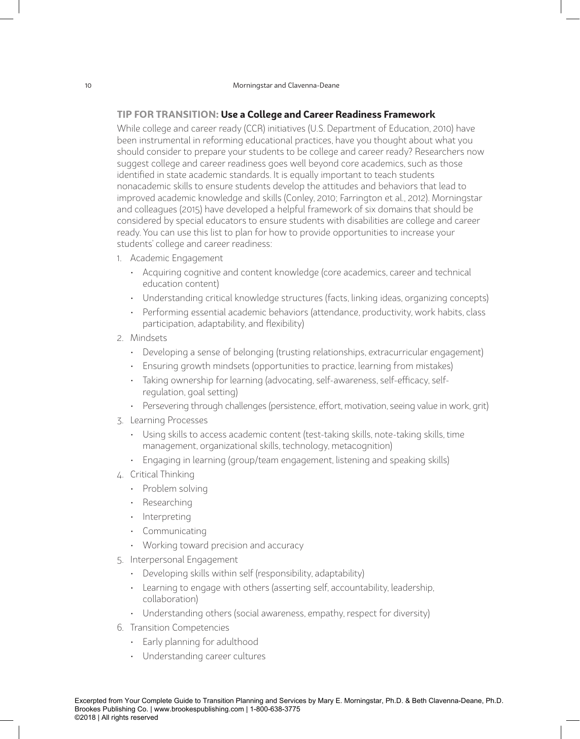## TIP FOR TRANSITION: **Use a College and Career Readiness Framework**

While college and career ready (CCR) initiatives (U.S. Department of Education, 2010) have been instrumental in reforming educational practices, have you thought about what you should consider to prepare your students to be college and career ready? Researchers now suggest college and career readiness goes well beyond core academics, such as those identified in state academic standards. It is equally important to teach students nonacademic skills to ensure students develop the attitudes and behaviors that lead to improved academic knowledge and skills (Conley, 2010; Farrington et al., 2012). Morningstar and colleagues (2015) have developed a helpful framework of six domains that should be considered by special educators to ensure students with disabilities are college and career ready. You can use this list to plan for how to provide opportunities to increase your students' college and career readiness:

1. Academic Engagement
   - Acquiring cognitive and content knowledge (core academics, career and technical education content)
   - Understanding critical knowledge structures (facts, linking ideas, organizing concepts)
   - Performing essential academic behaviors (attendance, productivity, work habits, class participation, adaptability, and flexibility)
2. Mindsets
   - Developing a sense of belonging (trusting relationships, extracurricular engagement)
   - Ensuring growth mindsets (opportunities to practice, learning from mistakes)
   - Taking ownership for learning (advocating, self-awareness, self-efficacy, self-regulation, goal setting)
   - Persevering through challenges (persistence, effort, motivation, seeing value in work, grit)
3. Learning Processes
   - Using skills to access academic content (test-taking skills, note-taking skills, time management, organizational skills, technology, metacognition)
   - Engaging in learning (group/team engagement, listening and speaking skills)
4. Critical Thinking
   - Problem solving
   - Researching
   - Interpreting
   - Communicating
   - Working toward precision and accuracy
5. Interpersonal Engagement
   - Developing skills within self (responsibility, adaptability)
   - Learning to engage with others (asserting self, accountability, leadership, collaboration)
   - Understanding others (social awareness, empathy, respect for diversity)
6. Transition Competencies
   - Early planning for adulthood
   - Understanding career cultures

Excerpted from Your Complete Guide to Transition Planning and Services by Mary E. Morningstar, Ph.D. & Beth Clavenna-Deane, Ph.D.
Brookes Publishing Co. | www.brookespublishing.com | 1-800-638-3775
©2018 | All rights reserved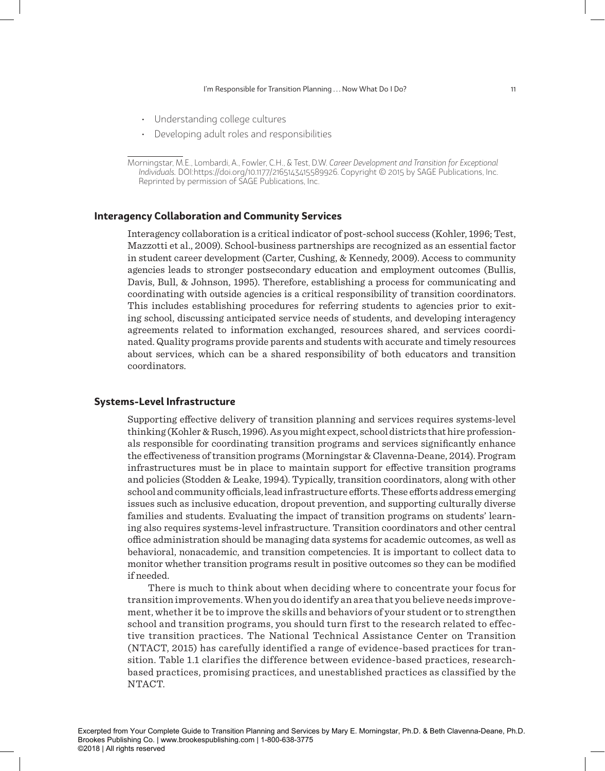- Understanding college cultures
- Developing adult roles and responsibilities

Morningstar, M.E., Lombardi, A., Fowler, C.H., & Test, D.W. *Career Development and Transition for Exceptional Individuals.* DOI:https://doi.org/10.1177/2165143415589926. Copyright © 2015 by SAGE Publications, Inc. Reprinted by permission of SAGE Publications, Inc.

### Interagency Collaboration and Community Services

Interagency collaboration is a critical indicator of post-school success (Kohler, 1996; Test, Mazzotti et al., 2009). School-business partnerships are recognized as an essential factor in student career development (Carter, Cushing, & Kennedy, 2009). Access to community agencies leads to stronger postsecondary education and employment outcomes (Bullis, Davis, Bull, & Johnson, 1995). Therefore, establishing a process for communicating and coordinating with outside agencies is a critical responsibility of transition coordinators. This includes establishing procedures for referring students to agencies prior to exiting school, discussing anticipated service needs of students, and developing interagency agreements related to information exchanged, resources shared, and services coordinated. Quality programs provide parents and students with accurate and timely resources about services, which can be a shared responsibility of both educators and transition coordinators.

### Systems-Level Infrastructure

Supporting effective delivery of transition planning and services requires systems-level thinking (Kohler & Rusch, 1996). As you might expect, school districts that hire professionals responsible for coordinating transition programs and services significantly enhance the effectiveness of transition programs (Morningstar & Clavenna-Deane, 2014). Program infrastructures must be in place to maintain support for effective transition programs and policies (Stodden & Leake, 1994). Typically, transition coordinators, along with other school and community officials, lead infrastructure efforts. These efforts address emerging issues such as inclusive education, dropout prevention, and supporting culturally diverse families and students. Evaluating the impact of transition programs on students' learning also requires systems-level infrastructure. Transition coordinators and other central office administration should be managing data systems for academic outcomes, as well as behavioral, nonacademic, and transition competencies. It is important to collect data to monitor whether transition programs result in positive outcomes so they can be modified if needed.

There is much to think about when deciding where to concentrate your focus for transition improvements. When you do identify an area that you believe needs improvement, whether it be to improve the skills and behaviors of your student or to strengthen school and transition programs, you should turn first to the research related to effective transition practices. The National Technical Assistance Center on Transition (NTACT, 2015) has carefully identified a range of evidence-based practices for transition. Table 1.1 clarifies the difference between evidence-based practices, research-based practices, promising practices, and unestablished practices as classified by the NTACT.

Excerpted from Your Complete Guide to Transition Planning and Services by Mary E. Morningstar, Ph.D. & Beth Clavenna-Deane, Ph.D.
Brookes Publishing Co. | www.brookespublishing.com | 1-800-638-3775
©2018 | All rights reserved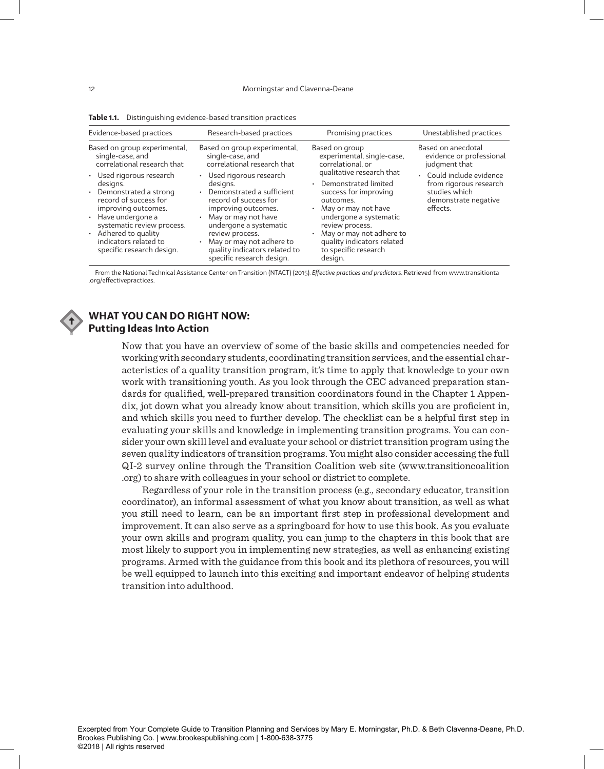**Table 1.1.** Distinguishing evidence-based transition practices

| Evidence-based practices | Research-based practices | Promising practices | Unestablished practices |
|---|---|---|---|
| Based on group experimental, single-case, and correlational research that<br>• Used rigorous research designs.<br>• Demonstrated a strong record of success for improving outcomes.<br>• Have undergone a systematic review process.<br>• Adhered to quality indicators related to specific research design. | Based on group experimental, single-case, and correlational research that<br>• Used rigorous research designs.<br>• Demonstrated a sufficient record of success for improving outcomes.<br>• May or may not have undergone a systematic review process.<br>• May or may not adhere to quality indicators related to specific research design. | Based on group experimental, single-case, correlational, or qualitative research that<br>• Demonstrated limited success for improving outcomes.<br>• May or may not have undergone a systematic review process.<br>• May or may not adhere to quality indicators related to specific research design. | Based on anecdotal evidence or professional judgment that<br>• Could include evidence from rigorous research studies which demonstrate negative effects. |

From the National Technical Assistance Center on Transition (NTACT) (2015). *Effective practices and predictors*. Retrieved from www.transitionta.org/effectivepractices.

## WHAT YOU CAN DO RIGHT NOW: Putting Ideas Into Action

Now that you have an overview of some of the basic skills and competencies needed for working with secondary students, coordinating transition services, and the essential characteristics of a quality transition program, it's time to apply that knowledge to your own work with transitioning youth. As you look through the CEC advanced preparation standards for qualified, well-prepared transition coordinators found in the Chapter 1 Appendix, jot down what you already know about transition, which skills you are proficient in, and which skills you need to further develop. The checklist can be a helpful first step in evaluating your skills and knowledge in implementing transition programs. You can consider your own skill level and evaluate your school or district transition program using the seven quality indicators of transition programs. You might also consider accessing the full QI-2 survey online through the Transition Coalition web site (www.transitioncoalition.org) to share with colleagues in your school or district to complete.

Regardless of your role in the transition process (e.g., secondary educator, transition coordinator), an informal assessment of what you know about transition, as well as what you still need to learn, can be an important first step in professional development and improvement. It can also serve as a springboard for how to use this book. As you evaluate your own skills and program quality, you can jump to the chapters in this book that are most likely to support you in implementing new strategies, as well as enhancing existing programs. Armed with the guidance from this book and its plethora of resources, you will be well equipped to launch into this exciting and important endeavor of helping students transition into adulthood.

Excerpted from Your Complete Guide to Transition Planning and Services by Mary E. Morningstar, Ph.D. & Beth Clavenna-Deane, Ph.D.
Brookes Publishing Co. | www.brookespublishing.com | 1-800-638-3775
©2018 | All rights reserved